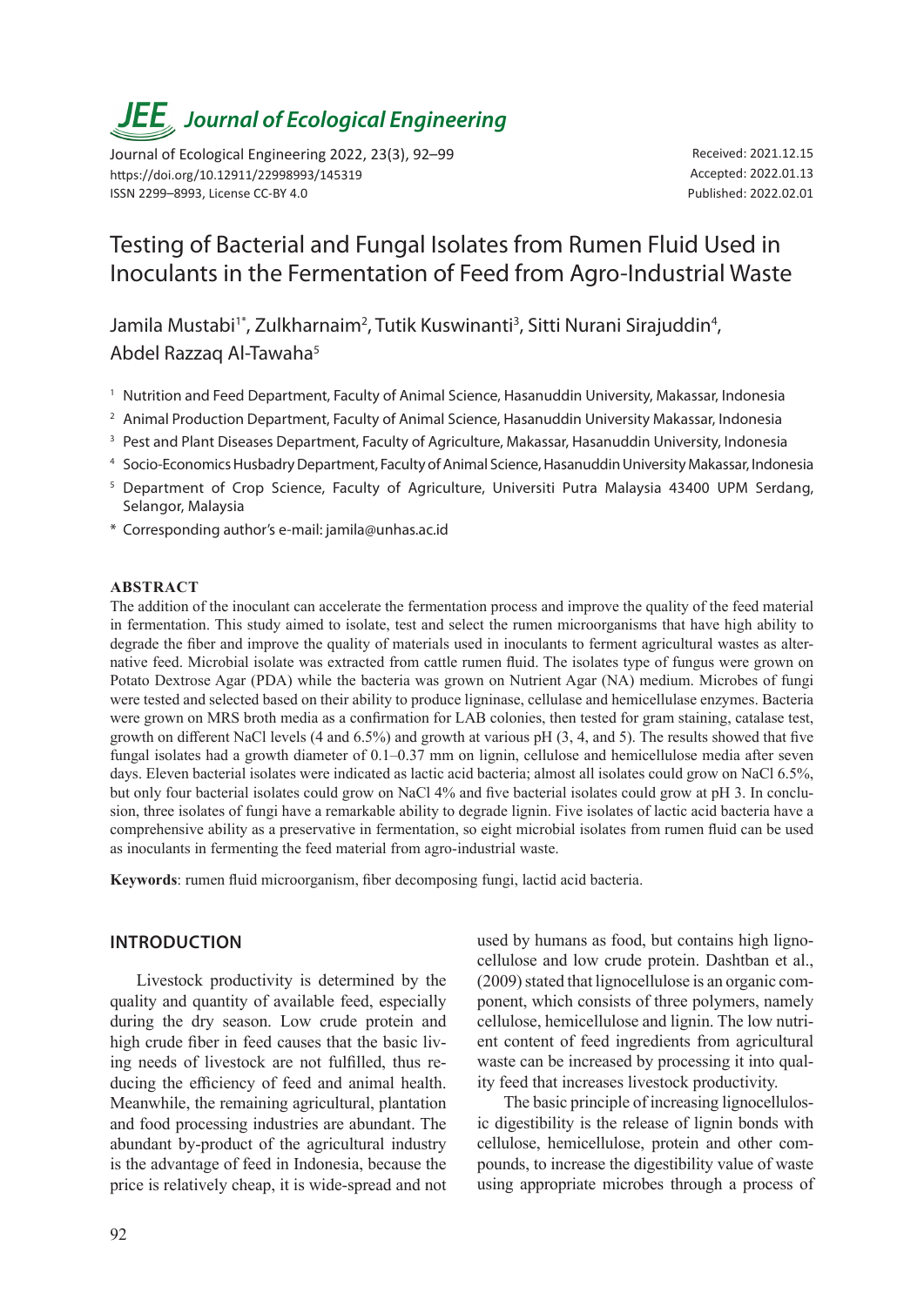# Testing of Bacterial and Fungal Isolates from Rumen Fluid Used in Inoculants in the Fermentation of Feed from Agro-Industrial Waste

Jamila Mustabi[1*], Zulkharnaim[2], Tutik Kuswinanti[3], Sitti Nurani Sirajuddin[4], Abdel Razzaq Al-Tawaha[5]

[1] Nutrition and Feed Department, Faculty of Animal Science, Hasanuddin University, Makassar, Indonesia

[2] Animal Production Department, Faculty of Animal Science, Hasanuddin University Makassar, Indonesia

[3] Pest and Plant Diseases Department, Faculty of Agriculture, Makassar, Hasanuddin University, Indonesia

[4] Socio-Economics Husbadry Department, Faculty of Animal Science, Hasanuddin University Makassar, Indonesia

[5] Department of Crop Science, Faculty of Agriculture, Universiti Putra Malaysia 43400 UPM Serdang, Selangor, Malaysia

\* Corresponding author's e-mail: jamila@unhas.ac.id

Received: 2021.12.15
Accepted: 2022.01.13
Published: 2022.02.01

Journal of Ecological Engineering 2022, 23(3), 92–99
https://doi.org/10.12911/22998993/145319
ISSN 2299–8993, License CC-BY 4.0

## ABSTRACT

The addition of the inoculant can accelerate the fermentation process and improve the quality of the feed material in fermentation. This study aimed to isolate, test and select the rumen microorganisms that have high ability to degrade the fiber and improve the quality of materials used in inoculants to ferment agricultural wastes as alternative feed. Microbial isolate was extracted from cattle rumen fluid. The isolates type of fungus were grown on Potato Dextrose Agar (PDA) while the bacteria was grown on Nutrient Agar (NA) medium. Microbes of fungi were tested and selected based on their ability to produce ligninase, cellulase and hemicellulase enzymes. Bacteria were grown on MRS broth media as a confirmation for LAB colonies, then tested for gram staining, catalase test, growth on different NaCl levels (4 and 6.5%) and growth at various pH (3, 4, and 5). The results showed that five fungal isolates had a growth diameter of 0.1–0.37 mm on lignin, cellulose and hemicellulose media after seven days. Eleven bacterial isolates were indicated as lactic acid bacteria; almost all isolates could grow on NaCl 6.5%, but only four bacterial isolates could grow on NaCl 4% and five bacterial isolates could grow at pH 3. In conclusion, three isolates of fungi have a remarkable ability to degrade lignin. Five isolates of lactic acid bacteria have a comprehensive ability as a preservative in fermentation, so eight microbial isolates from rumen fluid can be used as inoculants in fermenting the feed material from agro-industrial waste.

**Keywords**: rumen fluid microorganism, fiber decomposing fungi, lactid acid bacteria.

## INTRODUCTION

Livestock productivity is determined by the quality and quantity of available feed, especially during the dry season. Low crude protein and high crude fiber in feed causes that the basic living needs of livestock are not fulfilled, thus reducing the efficiency of feed and animal health. Meanwhile, the remaining agricultural, plantation and food processing industries are abundant. The abundant by-product of the agricultural industry is the advantage of feed in Indonesia, because the price is relatively cheap, it is wide-spread and not used by humans as food, but contains high lignocellulose and low crude protein. Dashtban et al., (2009) stated that lignocellulose is an organic component, which consists of three polymers, namely cellulose, hemicellulose and lignin. The low nutrient content of feed ingredients from agricultural waste can be increased by processing it into quality feed that increases livestock productivity.

The basic principle of increasing lignocellulosic digestibility is the release of lignin bonds with cellulose, hemicellulose, protein and other compounds, to increase the digestibility value of waste using appropriate microbes through a process of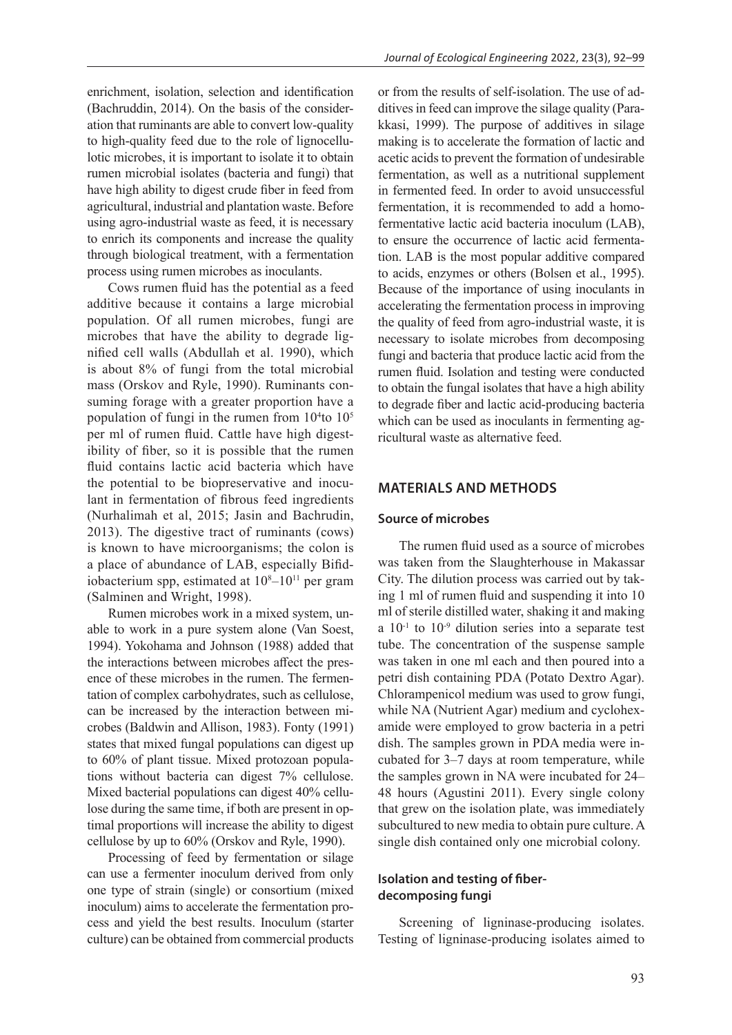enrichment, isolation, selection and identification (Bachruddin, 2014). On the basis of the consideration that ruminants are able to convert low-quality to high-quality feed due to the role of lignocellulotic microbes, it is important to isolate it to obtain rumen microbial isolates (bacteria and fungi) that have high ability to digest crude fiber in feed from agricultural, industrial and plantation waste. Before using agro-industrial waste as feed, it is necessary to enrich its components and increase the quality through biological treatment, with a fermentation process using rumen microbes as inoculants.

Cows rumen fluid has the potential as a feed additive because it contains a large microbial population. Of all rumen microbes, fungi are microbes that have the ability to degrade lignified cell walls (Abdullah et al. 1990), which is about 8% of fungi from the total microbial mass (Orskov and Ryle, 1990). Ruminants consuming forage with a greater proportion have a population of fungi in the rumen from $10^4$to $10^5$ per ml of rumen fluid. Cattle have high digestibility of fiber, so it is possible that the rumen fluid contains lactic acid bacteria which have the potential to be biopreservative and inoculant in fermentation of fibrous feed ingredients (Nurhalimah et al, 2015; Jasin and Bachrudin, 2013). The digestive tract of ruminants (cows) is known to have microorganisms; the colon is a place of abundance of LAB, especially Bifidiobacterium spp, estimated at $10^8$–$10^{11}$ per gram (Salminen and Wright, 1998).

Rumen microbes work in a mixed system, unable to work in a pure system alone (Van Soest, 1994). Yokohama and Johnson (1988) added that the interactions between microbes affect the presence of these microbes in the rumen. The fermentation of complex carbohydrates, such as cellulose, can be increased by the interaction between microbes (Baldwin and Allison, 1983). Fonty (1991) states that mixed fungal populations can digest up to 60% of plant tissue. Mixed protozoan populations without bacteria can digest 7% cellulose. Mixed bacterial populations can digest 40% cellulose during the same time, if both are present in optimal proportions will increase the ability to digest cellulose by up to 60% (Orskov and Ryle, 1990).

Processing of feed by fermentation or silage can use a fermenter inoculum derived from only one type of strain (single) or consortium (mixed inoculum) aims to accelerate the fermentation process and yield the best results. Inoculum (starter culture) can be obtained from commercial products or from the results of self-isolation. The use of additives in feed can improve the silage quality (Parakkasi, 1999). The purpose of additives in silage making is to accelerate the formation of lactic and acetic acids to prevent the formation of undesirable fermentation, as well as a nutritional supplement in fermented feed. In order to avoid unsuccessful fermentation, it is recommended to add a homofermentative lactic acid bacteria inoculum (LAB), to ensure the occurrence of lactic acid fermentation. LAB is the most popular additive compared to acids, enzymes or others (Bolsen et al., 1995). Because of the importance of using inoculants in accelerating the fermentation process in improving the quality of feed from agro-industrial waste, it is necessary to isolate microbes from decomposing fungi and bacteria that produce lactic acid from the rumen fluid. Isolation and testing were conducted to obtain the fungal isolates that have a high ability to degrade fiber and lactic acid-producing bacteria which can be used as inoculants in fermenting agricultural waste as alternative feed.

## MATERIALS AND METHODS

### Source of microbes

The rumen fluid used as a source of microbes was taken from the Slaughterhouse in Makassar City. The dilution process was carried out by taking 1 ml of rumen fluid and suspending it into 10 ml of sterile distilled water, shaking it and making a $10^{-1}$ to $10^{-9}$ dilution series into a separate test tube. The concentration of the suspense sample was taken in one ml each and then poured into a petri dish containing PDA (Potato Dextro Agar). Chlorampenicol medium was used to grow fungi, while NA (Nutrient Agar) medium and cyclohexamide were employed to grow bacteria in a petri dish. The samples grown in PDA media were incubated for 3–7 days at room temperature, while the samples grown in NA were incubated for 24–48 hours (Agustini 2011). Every single colony that grew on the isolation plate, was immediately subcultured to new media to obtain pure culture. A single dish contained only one microbial colony.

### Isolation and testing of fiber-decomposing fungi

Screening of ligninase-producing isolates. Testing of ligninase-producing isolates aimed to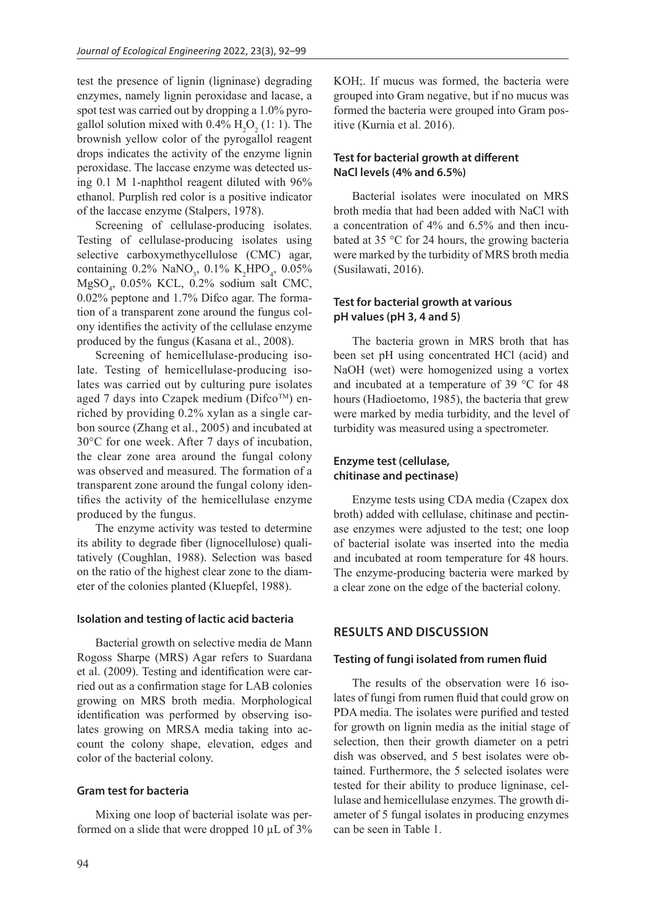test the presence of lignin (ligninase) degrading enzymes, namely lignin peroxidase and lacase, a spot test was carried out by dropping a 1.0% pyrogallol solution mixed with 0.4% $H_2O_2$ (1: 1). The brownish yellow color of the pyrogallol reagent drops indicates the activity of the enzyme lignin peroxidase. The laccase enzyme was detected using 0.1 M 1-naphthol reagent diluted with 96% ethanol. Purplish red color is a positive indicator of the laccase enzyme (Stalpers, 1978).

Screening of cellulase-producing isolates. Testing of cellulase-producing isolates using selective carboxymethycellulose (CMC) agar, containing 0.2% $NaNO_3$, 0.1% $K_2HPO_4$, 0.05% $MgSO_4$, 0.05% KCL, 0.2% sodium salt CMC, 0.02% peptone and 1.7% Difco agar. The formation of a transparent zone around the fungus colony identifies the activity of the cellulase enzyme produced by the fungus (Kasana et al., 2008).

Screening of hemicellulase-producing isolate. Testing of hemicellulase-producing isolates was carried out by culturing pure isolates aged 7 days into Czapek medium (Difco™) enriched by providing 0.2% xylan as a single carbon source (Zhang et al., 2005) and incubated at 30°C for one week. After 7 days of incubation, the clear zone area around the fungal colony was observed and measured. The formation of a transparent zone around the fungal colony identifies the activity of the hemicellulase enzyme produced by the fungus.

The enzyme activity was tested to determine its ability to degrade fiber (lignocellulose) qualitatively (Coughlan, 1988). Selection was based on the ratio of the highest clear zone to the diameter of the colonies planted (Kluepfel, 1988).

### Isolation and testing of lactic acid bacteria

Bacterial growth on selective media de Mann Rogoss Sharpe (MRS) Agar refers to Suardana et al. (2009). Testing and identification were carried out as a confirmation stage for LAB colonies growing on MRS broth media. Morphological identification was performed by observing isolates growing on MRSA media taking into account the colony shape, elevation, edges and color of the bacterial colony.

### Gram test for bacteria

Mixing one loop of bacterial isolate was performed on a slide that were dropped 10 µL of 3% KOH;. If mucus was formed, the bacteria were grouped into Gram negative, but if no mucus was formed the bacteria were grouped into Gram positive (Kurnia et al. 2016).

### Test for bacterial growth at different NaCl levels (4% and 6.5%)

Bacterial isolates were inoculated on MRS broth media that had been added with NaCl with a concentration of 4% and 6.5% and then incubated at 35 °C for 24 hours, the growing bacteria were marked by the turbidity of MRS broth media (Susilawati, 2016).

### Test for bacterial growth at various pH values (pH 3, 4 and 5)

The bacteria grown in MRS broth that has been set pH using concentrated HCl (acid) and NaOH (wet) were homogenized using a vortex and incubated at a temperature of 39 °C for 48 hours (Hadioetomo, 1985), the bacteria that grew were marked by media turbidity, and the level of turbidity was measured using a spectrometer.

### Enzyme test (cellulase, chitinase and pectinase)

Enzyme tests using CDA media (Czapex dox broth) added with cellulase, chitinase and pectinase enzymes were adjusted to the test; one loop of bacterial isolate was inserted into the media and incubated at room temperature for 48 hours. The enzyme-producing bacteria were marked by a clear zone on the edge of the bacterial colony.

## RESULTS AND DISCUSSION

### Testing of fungi isolated from rumen fluid

The results of the observation were 16 isolates of fungi from rumen fluid that could grow on PDA media. The isolates were purified and tested for growth on lignin media as the initial stage of selection, then their growth diameter on a petri dish was observed, and 5 best isolates were obtained. Furthermore, the 5 selected isolates were tested for their ability to produce ligninase, cellulase and hemicellulase enzymes. The growth diameter of 5 fungal isolates in producing enzymes can be seen in Table 1.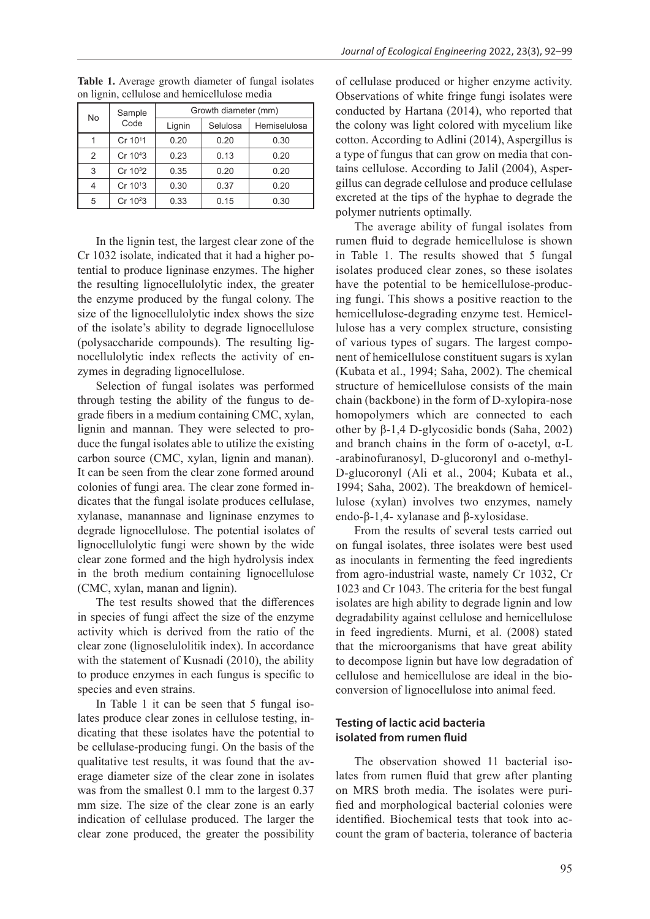**Table 1.** Average growth diameter of fungal isolates on lignin, cellulose and hemicellulose media

| No | Sample Code | Growth diameter (mm) | | |
|---|---|---|---|---|
| | | Lignin | Selulosa | Hemiselulosa |
| 1 | Cr $10^{1}1$ | 0.20 | 0.20 | 0.30 |
| 2 | Cr $10^{4}3$ | 0.23 | 0.13 | 0.20 |
| 3 | Cr $10^{3}2$ | 0.35 | 0.20 | 0.20 |
| 4 | Cr $10^{1}3$ | 0.30 | 0.37 | 0.20 |
| 5 | Cr $10^{2}3$ | 0.33 | 0.15 | 0.30 |

In the lignin test, the largest clear zone of the Cr 1032 isolate, indicated that it had a higher potential to produce ligninase enzymes. The higher the resulting lignocellulolytic index, the greater the enzyme produced by the fungal colony. The size of the lignocellulolytic index shows the size of the isolate's ability to degrade lignocellulose (polysaccharide compounds). The resulting lignocellulolytic index reflects the activity of enzymes in degrading lignocellulose.

Selection of fungal isolates was performed through testing the ability of the fungus to degrade fibers in a medium containing CMC, xylan, lignin and mannan. They were selected to produce the fungal isolates able to utilize the existing carbon source (CMC, xylan, lignin and manan). It can be seen from the clear zone formed around colonies of fungi area. The clear zone formed indicates that the fungal isolate produces cellulase, xylanase, manannase and ligninase enzymes to degrade lignocellulose. The potential isolates of lignocellulolytic fungi were shown by the wide clear zone formed and the high hydrolysis index in the broth medium containing lignocellulose (CMC, xylan, manan and lignin).

The test results showed that the differences in species of fungi affect the size of the enzyme activity which is derived from the ratio of the clear zone (lignoselulolitik index). In accordance with the statement of Kusnadi (2010), the ability to produce enzymes in each fungus is specific to species and even strains.

In Table 1 it can be seen that 5 fungal isolates produce clear zones in cellulose testing, indicating that these isolates have the potential to be cellulase-producing fungi. On the basis of the qualitative test results, it was found that the average diameter size of the clear zone in isolates was from the smallest 0.1 mm to the largest 0.37 mm size. The size of the clear zone is an early indication of cellulase produced. The larger the clear zone produced, the greater the possibility of cellulase produced or higher enzyme activity. Observations of white fringe fungi isolates were conducted by Hartana (2014), who reported that the colony was light colored with mycelium like cotton. According to Adlini (2014), Aspergillus is a type of fungus that can grow on media that contains cellulose. According to Jalil (2004), Aspergillus can degrade cellulose and produce cellulase excreted at the tips of the hyphae to degrade the polymer nutrients optimally.

The average ability of fungal isolates from rumen fluid to degrade hemicellulose is shown in Table 1. The results showed that 5 fungal isolates produced clear zones, so these isolates have the potential to be hemicellulose-producing fungi. This shows a positive reaction to the hemicellulose-degrading enzyme test. Hemicellulose has a very complex structure, consisting of various types of sugars. The largest component of hemicellulose constituent sugars is xylan (Kubata et al., 1994; Saha, 2002). The chemical structure of hemicellulose consists of the main chain (backbone) in the form of D-xylopira-nose homopolymers which are connected to each other by β-1,4 D-glycosidic bonds (Saha, 2002) and branch chains in the form of o-acetyl, α-L -arabinofuranosyl, D-glucoronyl and o-methyl-D-glucoronyl (Ali et al., 2004; Kubata et al., 1994; Saha, 2002). The breakdown of hemicellulose (xylan) involves two enzymes, namely endo-β-1,4- xylanase and β-xylosidase.

From the results of several tests carried out on fungal isolates, three isolates were best used as inoculants in fermenting the feed ingredients from agro-industrial waste, namely Cr 1032, Cr 1023 and Cr 1043. The criteria for the best fungal isolates are high ability to degrade lignin and low degradability against cellulose and hemicellulose in feed ingredients. Murni, et al. (2008) stated that the microorganisms that have great ability to decompose lignin but have low degradation of cellulose and hemicellulose are ideal in the bioconversion of lignocellulose into animal feed.

### Testing of lactic acid bacteria isolated from rumen fluid

The observation showed 11 bacterial isolates from rumen fluid that grew after planting on MRS broth media. The isolates were purified and morphological bacterial colonies were identified. Biochemical tests that took into account the gram of bacteria, tolerance of bacteria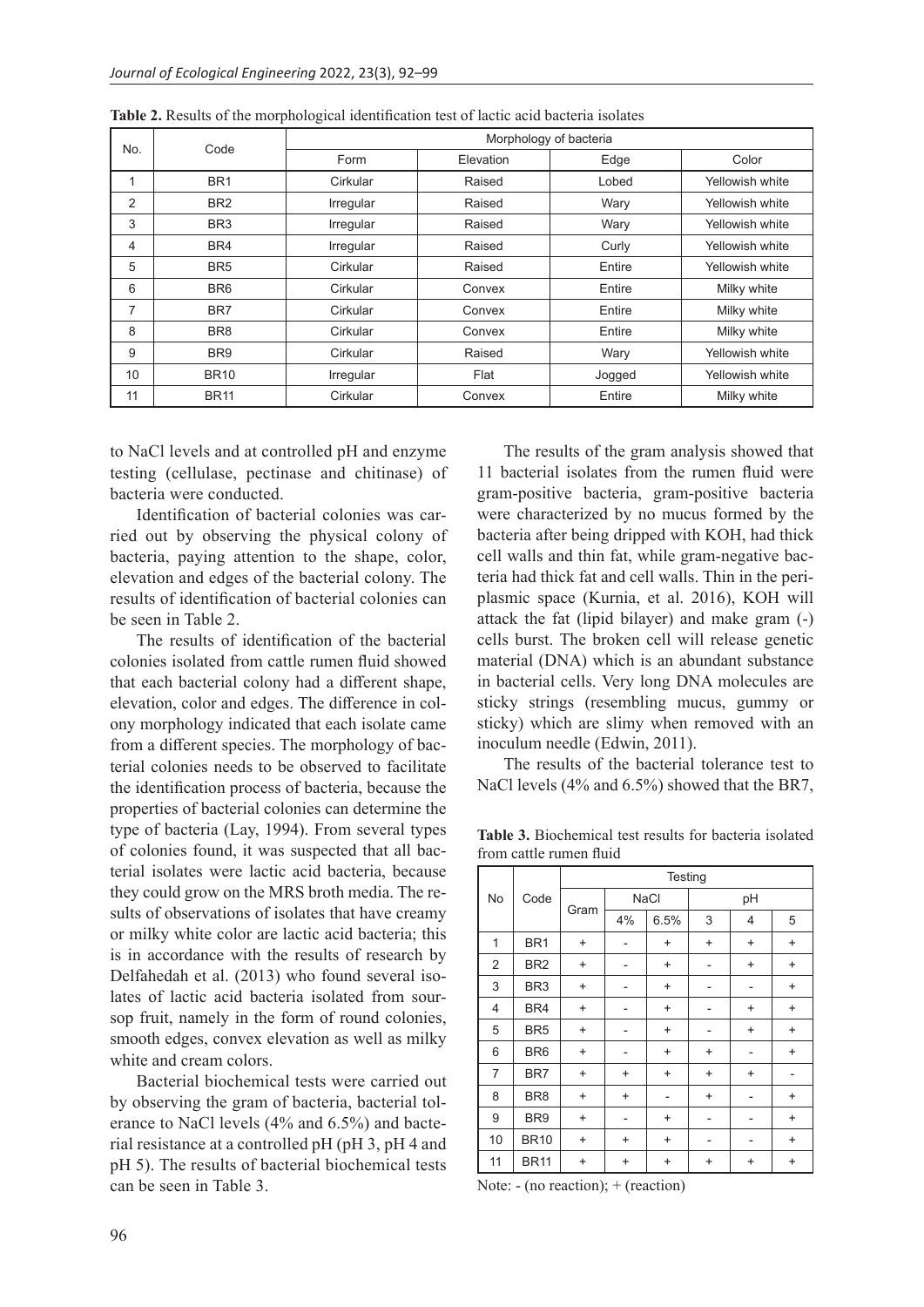**Table 2.** Results of the morphological identification test of lactic acid bacteria isolates

| No. | Code | Morphology of bacteria | | | |
|---|---|---|---|---|---|
| | | Form | Elevation | Edge | Color |
| 1 | BR1 | Cirkular | Raised | Lobed | Yellowish white |
| 2 | BR2 | Irregular | Raised | Wary | Yellowish white |
| 3 | BR3 | Irregular | Raised | Wary | Yellowish white |
| 4 | BR4 | Irregular | Raised | Curly | Yellowish white |
| 5 | BR5 | Cirkular | Raised | Entire | Yellowish white |
| 6 | BR6 | Cirkular | Convex | Entire | Milky white |
| 7 | BR7 | Cirkular | Convex | Entire | Milky white |
| 8 | BR8 | Cirkular | Convex | Entire | Milky white |
| 9 | BR9 | Cirkular | Raised | Wary | Yellowish white |
| 10 | BR10 | Irregular | Flat | Jogged | Yellowish white |
| 11 | BR11 | Cirkular | Convex | Entire | Milky white |

to NaCl levels and at controlled pH and enzyme testing (cellulase, pectinase and chitinase) of bacteria were conducted.

Identification of bacterial colonies was carried out by observing the physical colony of bacteria, paying attention to the shape, color, elevation and edges of the bacterial colony. The results of identification of bacterial colonies can be seen in Table 2.

The results of identification of the bacterial colonies isolated from cattle rumen fluid showed that each bacterial colony had a different shape, elevation, color and edges. The difference in colony morphology indicated that each isolate came from a different species. The morphology of bacterial colonies needs to be observed to facilitate the identification process of bacteria, because the properties of bacterial colonies can determine the type of bacteria (Lay, 1994). From several types of colonies found, it was suspected that all bacterial isolates were lactic acid bacteria, because they could grow on the MRS broth media. The results of observations of isolates that have creamy or milky white color are lactic acid bacteria; this is in accordance with the results of research by Delfahedah et al. (2013) who found several isolates of lactic acid bacteria isolated from soursop fruit, namely in the form of round colonies, smooth edges, convex elevation as well as milky white and cream colors.

Bacterial biochemical tests were carried out by observing the gram of bacteria, bacterial tolerance to NaCl levels (4% and 6.5%) and bacterial resistance at a controlled pH (pH 3, pH 4 and pH 5). The results of bacterial biochemical tests can be seen in Table 3.

The results of the gram analysis showed that 11 bacterial isolates from the rumen fluid were gram-positive bacteria, gram-positive bacteria were characterized by no mucus formed by the bacteria after being dripped with KOH, had thick cell walls and thin fat, while gram-negative bacteria had thick fat and cell walls. Thin in the periplasmic space (Kurnia, et al. 2016), KOH will attack the fat (lipid bilayer) and make gram (-) cells burst. The broken cell will release genetic material (DNA) which is an abundant substance in bacterial cells. Very long DNA molecules are sticky strings (resembling mucus, gummy or sticky) which are slimy when removed with an inoculum needle (Edwin, 2011).

The results of the bacterial tolerance test to NaCl levels (4% and 6.5%) showed that the BR7,

**Table 3.** Biochemical test results for bacteria isolated from cattle rumen fluid

| No | Code | Testing | | | | | |
|---|---|---|---|---|---|---|---|
| | | Gram | NaCl | | pH | | |
| | | | 4% | 6.5% | 3 | 4 | 5 |
| 1 | BR1 | + | - | + | + | + | + |
| 2 | BR2 | + | - | + | - | + | + |
| 3 | BR3 | + | - | + | - | - | + |
| 4 | BR4 | + | - | + | - | + | + |
| 5 | BR5 | + | - | + | - | + | + |
| 6 | BR6 | + | - | + | + | - | + |
| 7 | BR7 | + | + | + | + | + | - |
| 8 | BR8 | + | + | - | + | - | + |
| 9 | BR9 | + | - | + | - | - | + |
| 10 | BR10 | + | + | + | - | - | + |
| 11 | BR11 | + | + | + | + | + | + |

Note: - (no reaction); + (reaction)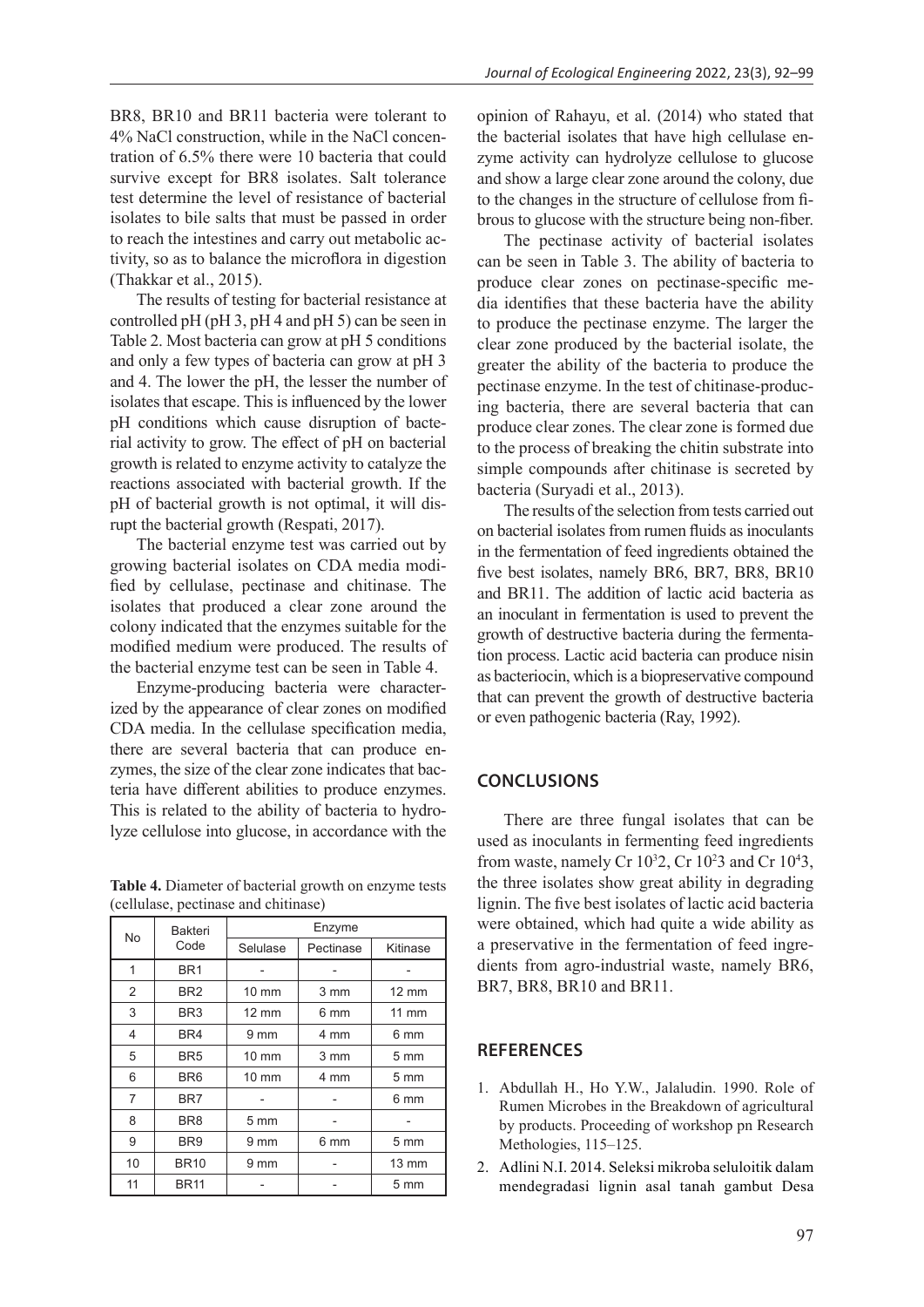BR8, BR10 and BR11 bacteria were tolerant to 4% NaCl construction, while in the NaCl concentration of 6.5% there were 10 bacteria that could survive except for BR8 isolates. Salt tolerance test determine the level of resistance of bacterial isolates to bile salts that must be passed in order to reach the intestines and carry out metabolic activity, so as to balance the microflora in digestion (Thakkar et al., 2015).

The results of testing for bacterial resistance at controlled pH (pH 3, pH 4 and pH 5) can be seen in Table 2. Most bacteria can grow at pH 5 conditions and only a few types of bacteria can grow at pH 3 and 4. The lower the pH, the lesser the number of isolates that escape. This is influenced by the lower pH conditions which cause disruption of bacterial activity to grow. The effect of pH on bacterial growth is related to enzyme activity to catalyze the reactions associated with bacterial growth. If the pH of bacterial growth is not optimal, it will disrupt the bacterial growth (Respati, 2017).

The bacterial enzyme test was carried out by growing bacterial isolates on CDA media modified by cellulase, pectinase and chitinase. The isolates that produced a clear zone around the colony indicated that the enzymes suitable for the modified medium were produced. The results of the bacterial enzyme test can be seen in Table 4.

Enzyme-producing bacteria were characterized by the appearance of clear zones on modified CDA media. In the cellulase specification media, there are several bacteria that can produce enzymes, the size of the clear zone indicates that bacteria have different abilities to produce enzymes. This is related to the ability of bacteria to hydrolyze cellulose into glucose, in accordance with the opinion of Rahayu, et al. (2014) who stated that the bacterial isolates that have high cellulase enzyme activity can hydrolyze cellulose to glucose and show a large clear zone around the colony, due to the changes in the structure of cellulose from fibrous to glucose with the structure being non-fiber.

**Table 4.** Diameter of bacterial growth on enzyme tests (cellulase, pectinase and chitinase)

| No | Bakteri Code | Enzyme | | |
|---|---|---|---|---|
| | | Selulase | Pectinase | Kitinase |
| 1 | BR1 | - | - | - |
| 2 | BR2 | 10 mm | 3 mm | 12 mm |
| 3 | BR3 | 12 mm | 6 mm | 11 mm |
| 4 | BR4 | 9 mm | 4 mm | 6 mm |
| 5 | BR5 | 10 mm | 3 mm | 5 mm |
| 6 | BR6 | 10 mm | 4 mm | 5 mm |
| 7 | BR7 | - | - | 6 mm |
| 8 | BR8 | 5 mm | - | - |
| 9 | BR9 | 9 mm | 6 mm | 5 mm |
| 10 | BR10 | 9 mm | - | 13 mm |
| 11 | BR11 | - | - | 5 mm |

The pectinase activity of bacterial isolates can be seen in Table 3. The ability of bacteria to produce clear zones on pectinase-specific media identifies that these bacteria have the ability to produce the pectinase enzyme. The larger the clear zone produced by the bacterial isolate, the greater the ability of the bacteria to produce the pectinase enzyme. In the test of chitinase-producing bacteria, there are several bacteria that can produce clear zones. The clear zone is formed due to the process of breaking the chitin substrate into simple compounds after chitinase is secreted by bacteria (Suryadi et al., 2013).

The results of the selection from tests carried out on bacterial isolates from rumen fluids as inoculants in the fermentation of feed ingredients obtained the five best isolates, namely BR6, BR7, BR8, BR10 and BR11. The addition of lactic acid bacteria as an inoculant in fermentation is used to prevent the growth of destructive bacteria during the fermentation process. Lactic acid bacteria can produce nisin as bacteriocin, which is a biopreservative compound that can prevent the growth of destructive bacteria or even pathogenic bacteria (Ray, 1992).

## CONCLUSIONS

There are three fungal isolates that can be used as inoculants in fermenting feed ingredients from waste, namely Cr $10^3$2, Cr $10^2$3 and Cr $10^4$3, the three isolates show great ability in degrading lignin. The five best isolates of lactic acid bacteria were obtained, which had quite a wide ability as a preservative in the fermentation of feed ingredients from agro-industrial waste, namely BR6, BR7, BR8, BR10 and BR11.

## REFERENCES

1. Abdullah H., Ho Y.W., Jalaludin. 1990. Role of Rumen Microbes in the Breakdown of agricultural by products. Proceeding of workshop pn Research Methologies, 115–125.
2. Adlini N.I. 2014. Seleksi mikroba seluloitik dalam mendegradasi lignin asal tanah gambut Desa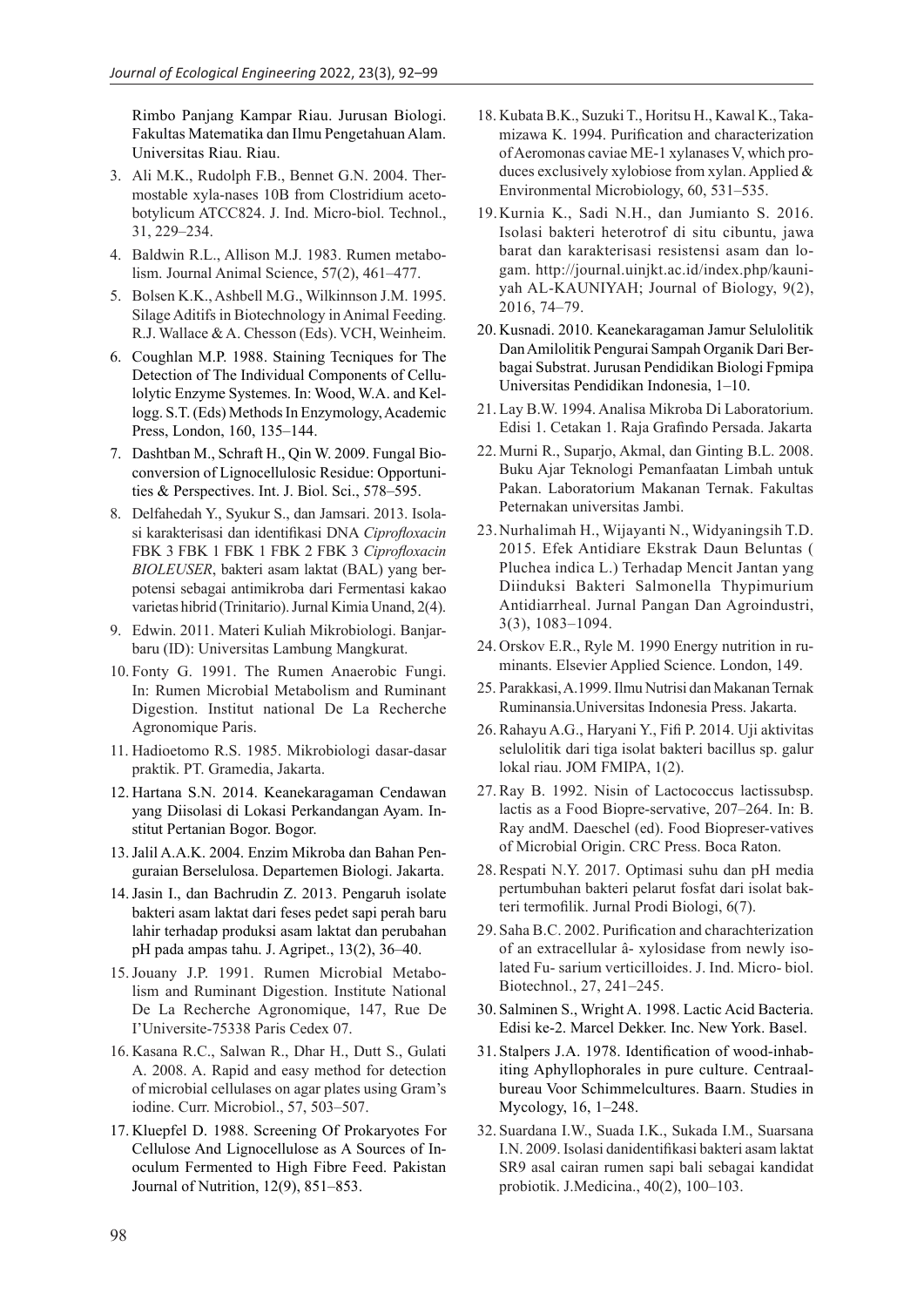Rimbo Panjang Kampar Riau. Jurusan Biologi. Fakultas Matematika dan Ilmu Pengetahuan Alam. Universitas Riau. Riau.

3. Ali M.K., Rudolph F.B., Bennet G.N. 2004. Thermostable xyla-nases 10B from Clostridium acetobotylicum ATCC824. J. Ind. Micro-biol. Technol., 31, 229–234.
4. Baldwin R.L., Allison M.J. 1983. Rumen metabolism. Journal Animal Science, 57(2), 461–477.
5. Bolsen K.K., Ashbell M.G., Wilkinnson J.M. 1995. Silage Aditifs in Biotechnology in Animal Feeding. R.J. Wallace & A. Chesson (Eds). VCH, Weinheim.
6. Coughlan M.P. 1988. Staining Tecniques for The Detection of The Individual Components of Cellulolytic Enzyme Systemes. In: Wood, W.A. and Kellogg. S.T. (Eds) Methods In Enzymology, Academic Press, London, 160, 135–144.
7. Dashtban M., Schraft H., Qin W. 2009. Fungal Bioconversion of Lignocellulosic Residue: Opportunities & Perspectives. Int. J. Biol. Sci., 578–595.
8. Delfahedah Y., Syukur S., dan Jamsari. 2013. Isolasi karakterisasi dan identifikasi DNA *Ciprofloxacin* FBK 3 FBK 1 FBK 1 FBK 2 FBK 3 *Ciprofloxacin BIOLEUSER*, bakteri asam laktat (BAL) yang berpotensi sebagai antimikroba dari Fermentasi kakao varietas hibrid (Trinitario). Jurnal Kimia Unand, 2(4).
9. Edwin. 2011. Materi Kuliah Mikrobiologi. Banjarbaru (ID): Universitas Lambung Mangkurat.
10. Fonty G. 1991. The Rumen Anaerobic Fungi. In: Rumen Microbial Metabolism and Ruminant Digestion. Institut national De La Recherche Agronomique Paris.
11. Hadioetomo R.S. 1985. Mikrobiologi dasar-dasar praktik. PT. Gramedia, Jakarta.
12. Hartana S.N. 2014. Keanekaragaman Cendawan yang Diisolasi di Lokasi Perkandangan Ayam. Institut Pertanian Bogor. Bogor.
13. Jalil A.A.K. 2004. Enzim Mikroba dan Bahan Penguraian Berselulosa. Departemen Biologi. Jakarta.
14. Jasin I., dan Bachrudin Z. 2013. Pengaruh isolate bakteri asam laktat dari feses pedet sapi perah baru lahir terhadap produksi asam laktat dan perubahan pH pada ampas tahu. J. Agripet., 13(2), 36–40.
15. Jouany J.P. 1991. Rumen Microbial Metabolism and Ruminant Digestion. Institute National De La Recherche Agronomique, 147, Rue De I'Universite-75338 Paris Cedex 07.
16. Kasana R.C., Salwan R., Dhar H., Dutt S., Gulati A. 2008. A. Rapid and easy method for detection of microbial cellulases on agar plates using Gram's iodine. Curr. Microbiol., 57, 503–507.
17. Kluepfel D. 1988. Screening Of Prokaryotes For Cellulose And Lignocellulose as A Sources of Inoculum Fermented to High Fibre Feed. Pakistan Journal of Nutrition, 12(9), 851–853.
18. Kubata B.K., Suzuki T., Horitsu H., Kawal K., Takamizawa K. 1994. Purification and characterization of Aeromonas caviae ME-1 xylanases V, which produces exclusively xylobiose from xylan. Applied & Environmental Microbiology, 60, 531–535.
19. Kurnia K., Sadi N.H., dan Jumianto S. 2016. Isolasi bakteri heterotrof di situ cibuntu, jawa barat dan karakterisasi resistensi asam dan logam. http://journal.uinjkt.ac.id/index.php/kauniyah AL-KAUNIYAH; Journal of Biology, 9(2), 2016, 74–79.
20. Kusnadi. 2010. Keanekaragaman Jamur Selulolitik Dan Amilolitik Pengurai Sampah Organik Dari Berbagai Substrat. Jurusan Pendidikan Biologi Fpmipa Universitas Pendidikan Indonesia, 1–10.
21. Lay B.W. 1994. Analisa Mikroba Di Laboratorium. Edisi 1. Cetakan 1. Raja Grafindo Persada. Jakarta
22. Murni R., Suparjo, Akmal, dan Ginting B.L. 2008. Buku Ajar Teknologi Pemanfaatan Limbah untuk Pakan. Laboratorium Makanan Ternak. Fakultas Peternakan universitas Jambi.
23. Nurhalimah H., Wijayanti N., Widyaningsih T.D. 2015. Efek Antidiare Ekstrak Daun Beluntas ( Pluchea indica L.) Terhadap Mencit Jantan yang Diinduksi Bakteri Salmonella Thypimurium Antidiarrheal. Jurnal Pangan Dan Agroindustri, 3(3), 1083–1094.
24. Orskov E.R., Ryle M. 1990 Energy nutrition in ruminants. Elsevier Applied Science. London, 149.
25. Parakkasi, A.1999. Ilmu Nutrisi dan Makanan Ternak Ruminansia.Universitas Indonesia Press. Jakarta.
26. Rahayu A.G., Haryani Y., Fifi P. 2014. Uji aktivitas selulolitik dari tiga isolat bakteri bacillus sp. galur lokal riau. JOM FMIPA, 1(2).
27. Ray B. 1992. Nisin of Lactococcus lactissubsp. lactis as a Food Biopre-servative, 207–264. In: B. Ray andM. Daeschel (ed). Food Biopreser-vatives of Microbial Origin. CRC Press. Boca Raton.
28. Respati N.Y. 2017. Optimasi suhu dan pH media pertumbuhan bakteri pelarut fosfat dari isolat bakteri termofilik. Jurnal Prodi Biologi, 6(7).
29. Saha B.C. 2002. Purification and charachterization of an extracellular â- xylosidase from newly isolated Fu- sarium verticilloides. J. Ind. Micro- biol. Biotechnol., 27, 241–245.
30. Salminen S., Wright A. 1998. Lactic Acid Bacteria. Edisi ke-2. Marcel Dekker. Inc. New York. Basel.
31. Stalpers J.A. 1978. Identification of wood-inhabiting Aphyllophorales in pure culture. Centraalbureau Voor Schimmelcultures. Baarn. Studies in Mycology, 16, 1–248.
32. Suardana I.W., Suada I.K., Sukada I.M., Suarsana I.N. 2009. Isolasi danidentifikasi bakteri asam laktat SR9 asal cairan rumen sapi bali sebagai kandidat probiotik. J.Medicina., 40(2), 100–103.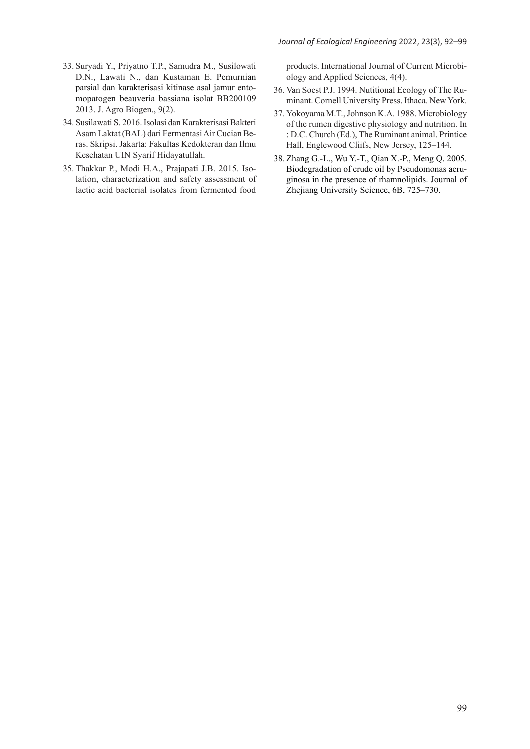33. Suryadi Y., Priyatno T.P., Samudra M., Susilowati D.N., Lawati N., dan Kustaman E. Pemurnian parsial dan karakterisasi kitinase asal jamur entomopatogen beauveria bassiana isolat BB200109 2013. J. Agro Biogen., 9(2).
34. Susilawati S. 2016. Isolasi dan Karakterisasi Bakteri Asam Laktat (BAL) dari Fermentasi Air Cucian Beras. Skripsi. Jakarta: Fakultas Kedokteran dan Ilmu Kesehatan UIN Syarif Hidayatullah.
35. Thakkar P., Modi H.A., Prajapati J.B. 2015. Isolation, characterization and safety assessment of lactic acid bacterial isolates from fermented food products. International Journal of Current Microbiology and Applied Sciences, 4(4).
36. Van Soest P.J. 1994. Nutitional Ecology of The Ruminant. Cornell University Press. Ithaca. New York.
37. Yokoyama M.T., Johnson K.A. 1988. Microbiology of the rumen digestive physiology and nutrition. In : D.C. Church (Ed.), The Ruminant animal. Printice Hall, Englewood Cliifs, New Jersey, 125–144.
38. Zhang G.-L., Wu Y.-T., Qian X.-P., Meng Q. 2005. Biodegradation of crude oil by Pseudomonas aeruginosa in the presence of rhamnolipids. Journal of Zhejiang University Science, 6B, 725–730.